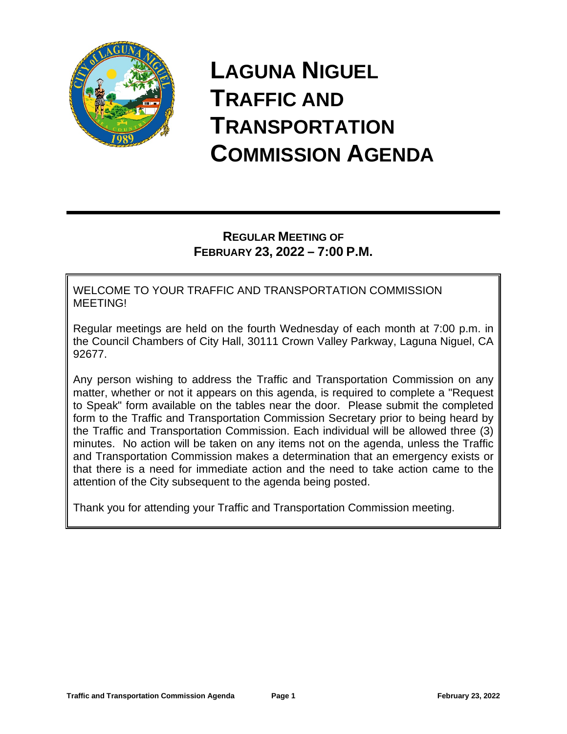# LAGUNA NIGUEL TRAFFIC AND TRANSPORTATION COMMISSION AGENDA

**REGULAR MEETING OF**
**FEBRUARY 23, 2022 – 7:00 P.M.**

WELCOME TO YOUR TRAFFIC AND TRANSPORTATION COMMISSION MEETING!

Regular meetings are held on the fourth Wednesday of each month at 7:00 p.m. in the Council Chambers of City Hall, 30111 Crown Valley Parkway, Laguna Niguel, CA 92677.

Any person wishing to address the Traffic and Transportation Commission on any matter, whether or not it appears on this agenda, is required to complete a "Request to Speak" form available on the tables near the door. Please submit the completed form to the Traffic and Transportation Commission Secretary prior to being heard by the Traffic and Transportation Commission. Each individual will be allowed three (3) minutes. No action will be taken on any items not on the agenda, unless the Traffic and Transportation Commission makes a determination that an emergency exists or that there is a need for immediate action and the need to take action came to the attention of the City subsequent to the agenda being posted.

Thank you for attending your Traffic and Transportation Commission meeting.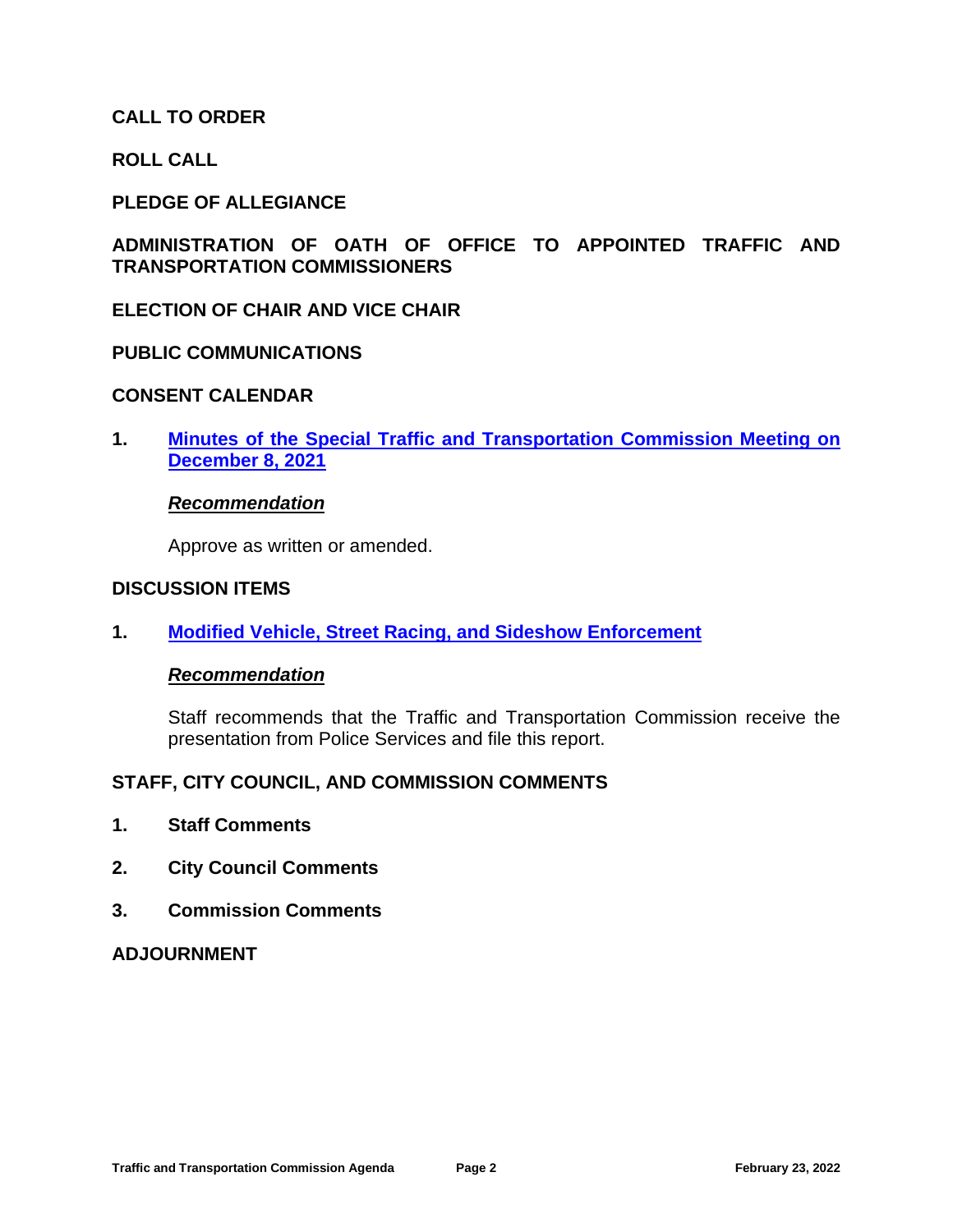## CALL TO ORDER

## ROLL CALL

## PLEDGE OF ALLEGIANCE

## ADMINISTRATION OF OATH OF OFFICE TO APPOINTED TRAFFIC AND TRANSPORTATION COMMISSIONERS

## ELECTION OF CHAIR AND VICE CHAIR

## PUBLIC COMMUNICATIONS

## CONSENT CALENDAR

**1. Minutes of the Special Traffic and Transportation Commission Meeting on December 8, 2021**

***Recommendation***

Approve as written or amended.

## DISCUSSION ITEMS

**1. Modified Vehicle, Street Racing, and Sideshow Enforcement**

***Recommendation***

Staff recommends that the Traffic and Transportation Commission receive the presentation from Police Services and file this report.

## STAFF, CITY COUNCIL, AND COMMISSION COMMENTS

**1. Staff Comments**

**2. City Council Comments**

**3. Commission Comments**

## ADJOURNMENT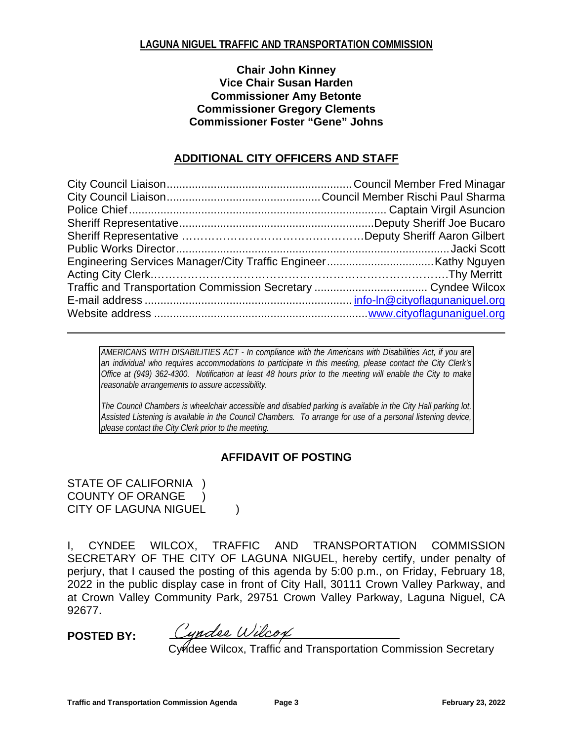**LAGUNA NIGUEL TRAFFIC AND TRANSPORTATION COMMISSION**

**Chair John Kinney**
**Vice Chair Susan Harden**
**Commissioner Amy Betonte**
**Commissioner Gregory Clements**
**Commissioner Foster "Gene" Johns**

## ADDITIONAL CITY OFFICERS AND STAFF

| | |
|---|---|
| City Council Liaison | Council Member Fred Minagar |
| City Council Liaison | Council Member Rischi Paul Sharma |
| Police Chief | Captain Virgil Asuncion |
| Sheriff Representative | Deputy Sheriff Joe Bucaro |
| Sheriff Representative | Deputy Sheriff Aaron Gilbert |
| Public Works Director | Jacki Scott |
| Engineering Services Manager/City Traffic Engineer | Kathy Nguyen |
| Acting City Clerk | Thy Merritt |
| Traffic and Transportation Commission Secretary | Cyndee Wilcox |
| E-mail address | info-ln@cityoflagunaniguel.org |
| Website address | www.cityoflagunaniguel.org |

*AMERICANS WITH DISABILITIES ACT - In compliance with the Americans with Disabilities Act, if you are an individual who requires accommodations to participate in this meeting, please contact the City Clerk's Office at (949) 362-4300. Notification at least 48 hours prior to the meeting will enable the City to make reasonable arrangements to assure accessibility.*

*The Council Chambers is wheelchair accessible and disabled parking is available in the City Hall parking lot. Assisted Listening is available in the Council Chambers. To arrange for use of a personal listening device, please contact the City Clerk prior to the meeting.*

## AFFIDAVIT OF POSTING

STATE OF CALIFORNIA )
COUNTY OF ORANGE )
CITY OF LAGUNA NIGUEL )

I, CYNDEE WILCOX, TRAFFIC AND TRANSPORTATION COMMISSION SECRETARY OF THE CITY OF LAGUNA NIGUEL, hereby certify, under penalty of perjury, that I caused the posting of this agenda by 5:00 p.m., on Friday, February 18, 2022 in the public display case in front of City Hall, 30111 Crown Valley Parkway, and at Crown Valley Community Park, 29751 Crown Valley Parkway, Laguna Niguel, CA 92677.

**POSTED BY:** Cyndee Wilcox

Cyndee Wilcox, Traffic and Transportation Commission Secretary